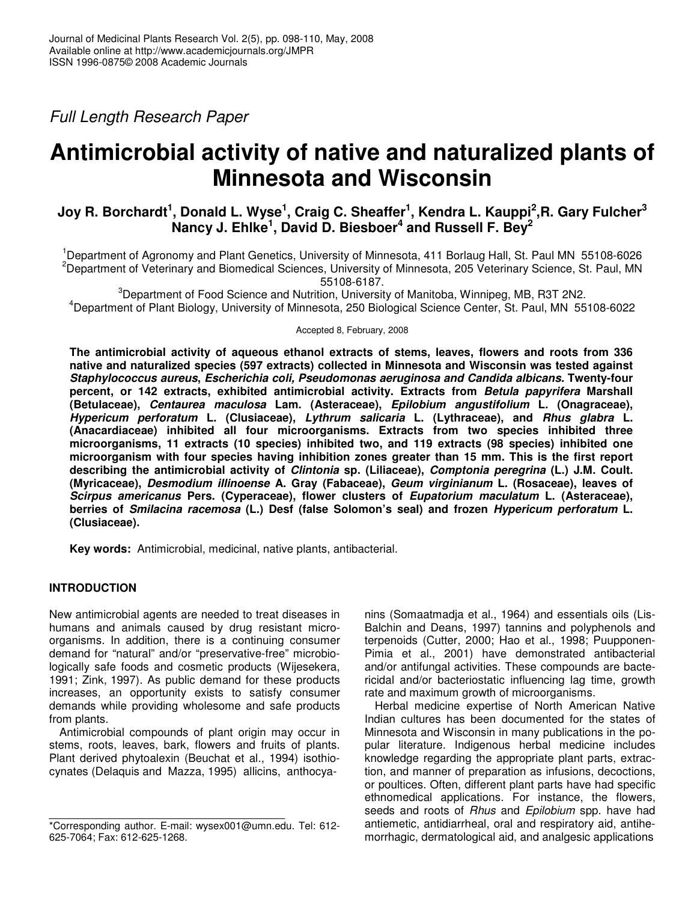Full Length Research Paper

# Antimicrobial activity of native and naturalized plants of Minnesota and Wisconsin

**Joy R. Borchardt[1], Donald L. Wyse[1], Craig C. Sheaffer[1], Kendra L. Kauppi[2], R. Gary Fulcher[3] Nancy J. Ehlke[1], David D. Biesboer[4] and Russell F. Bey[2]**

[1]Department of Agronomy and Plant Genetics, University of Minnesota, 411 Borlaug Hall, St. Paul MN 55108-6026
[2]Department of Veterinary and Biomedical Sciences, University of Minnesota, 205 Veterinary Science, St. Paul, MN 55108-6187.
[3]Department of Food Science and Nutrition, University of Manitoba, Winnipeg, MB, R3T 2N2.
[4]Department of Plant Biology, University of Minnesota, 250 Biological Science Center, St. Paul, MN 55108-6022

Accepted 8, February, 2008

**The antimicrobial activity of aqueous ethanol extracts of stems, leaves, flowers and roots from 336 native and naturalized species (597 extracts) collected in Minnesota and Wisconsin was tested against *Staphylococcus aureus*, *Escherichia coli, Pseudomonas aeruginosa and Candida albicans.* Twenty-four percent, or 142 extracts, exhibited antimicrobial activity. Extracts from *Betula papyrifera* Marshall (Betulaceae), *Centaurea maculosa* Lam. (Asteraceae), *Epilobium angustifolium* L. (Onagraceae), *Hypericum perforatum* L. (Clusiaceae), *Lythrum salicaria* L. (Lythraceae), and *Rhus glabra* L. (Anacardiaceae) inhibited all four microorganisms. Extracts from two species inhibited three microorganisms, 11 extracts (10 species) inhibited two, and 119 extracts (98 species) inhibited one microorganism with four species having inhibition zones greater than 15 mm. This is the first report describing the antimicrobial activity of *Clintonia* sp. (Liliaceae), *Comptonia peregrina* (L.) J.M. Coult. (Myricaceae), *Desmodium illinoense* A. Gray (Fabaceae), *Geum virginianum* L. (Rosaceae), leaves of *Scirpus americanus* Pers. (Cyperaceae), flower clusters of *Eupatorium maculatum* L. (Asteraceae), berries of *Smilacina racemosa* (L.) Desf (false Solomon's seal) and frozen *Hypericum perforatum* L. (Clusiaceae).**

**Key words:** Antimicrobial, medicinal, native plants, antibacterial.

## INTRODUCTION

New antimicrobial agents are needed to treat diseases in humans and animals caused by drug resistant microorganisms. In addition, there is a continuing consumer demand for "natural" and/or "preservative-free" microbiologically safe foods and cosmetic products (Wijesekera, 1991; Zink, 1997). As public demand for these products increases, an opportunity exists to satisfy consumer demands while providing wholesome and safe products from plants.

Antimicrobial compounds of plant origin may occur in stems, roots, leaves, bark, flowers and fruits of plants. Plant derived phytoalexin (Beuchat et al., 1994) isothiocynates (Delaquis and Mazza, 1995) allicins, anthocyanins (Somaatmadja et al., 1964) and essentials oils (Lis-Balchin and Deans, 1997) tannins and polyphenols and terpenoids (Cutter, 2000; Hao et al., 1998; Puupponen-Pimia et al., 2001) have demonstrated antibacterial and/or antifungal activities. These compounds are bactericidal and/or bacteriostatic influencing lag time, growth rate and maximum growth of microorganisms.

Herbal medicine expertise of North American Native Indian cultures has been documented for the states of Minnesota and Wisconsin in many publications in the popular literature. Indigenous herbal medicine includes knowledge regarding the appropriate plant parts, extraction, and manner of preparation as infusions, decoctions, or poultices. Often, different plant parts have had specific ethnomedical applications. For instance, the flowers, seeds and roots of *Rhus* and *Epilobium* spp. have had antiemetic, antidiarrheal, oral and respiratory aid, antihemorrhagic, dermatological aid, and analgesic applications

*Corresponding author. E-mail: wysex001@umn.edu. Tel: 612-625-7064; Fax: 612-625-1268.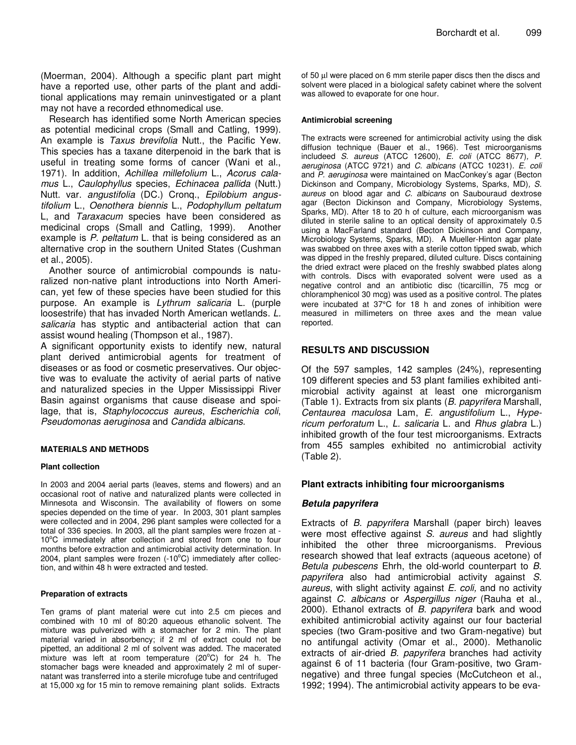(Moerman, 2004). Although a specific plant part might have a reported use, other parts of the plant and additional applications may remain uninvestigated or a plant may not have a recorded ethnomedical use.

Research has identified some North American species as potential medicinal crops (Small and Catling, 1999). An example is *Taxus brevifolia* Nutt., the Pacific Yew. This species has a taxane diterpenoid in the bark that is useful in treating some forms of cancer (Wani et al., 1971). In addition, *Achillea millefolium* L., *Acorus calamus* L., *Caulophyllus* species, *Echinacea pallida* (Nutt.) Nutt. var. *angustifolia* (DC.) Cronq., *Epilobium angustifolium* L., *Oenothera biennis* L., *Podophyllum peltatum* L, and *Taraxacum* species have been considered as medicinal crops (Small and Catling, 1999). Another example is *P. peltatum* L. that is being considered as an alternative crop in the southern United States (Cushman et al., 2005).

Another source of antimicrobial compounds is naturalized non-native plant introductions into North American, yet few of these species have been studied for this purpose. An example is *Lythrum salicaria* L. (purple loosestrife) that has invaded North American wetlands. *L. salicaria* has styptic and antibacterial action that can assist wound healing (Thompson et al., 1987).

A significant opportunity exists to identify new, natural plant derived antimicrobial agents for treatment of diseases or as food or cosmetic preservatives. Our objective was to evaluate the activity of aerial parts of native and naturalized species in the Upper Mississippi River Basin against organisms that cause disease and spoilage, that is, *Staphylococcus aureus*, *Escherichia coli*, *Pseudomonas aeruginosa* and *Candida albicans*.

## MATERIALS AND METHODS

### Plant collection

In 2003 and 2004 aerial parts (leaves, stems and flowers) and an occasional root of native and naturalized plants were collected in Minnesota and Wisconsin. The availability of flowers on some species depended on the time of year. In 2003, 301 plant samples were collected and in 2004, 296 plant samples were collected for a total of 336 species. In 2003, all the plant samples were frozen at -10°C immediately after collection and stored from one to four months before extraction and antimicrobial activity determination. In 2004, plant samples were frozen (-10°C) immediately after collection, and within 48 h were extracted and tested.

### Preparation of extracts

Ten grams of plant material were cut into 2.5 cm pieces and combined with 10 ml of 80:20 aqueous ethanolic solvent. The mixture was pulverized with a stomacher for 2 min. The plant material varied in absorbency; if 2 ml of extract could not be pipetted, an additional 2 ml of solvent was added. The macerated mixture was left at room temperature (20°C) for 24 h. The stomacher bags were kneaded and approximately 2 ml of supernatant was transferred into a sterile microfuge tube and centrifuged at 15,000 xg for 15 min to remove remaining plant solids. Extracts of 50 µl were placed on 6 mm sterile paper discs then the discs and solvent were placed in a biological safety cabinet where the solvent was allowed to evaporate for one hour.

### Antimicrobial screening

The extracts were screened for antimicrobial activity using the disk diffusion technique (Bauer et al., 1966). Test microorganisms includeed *S. aureus* (ATCC 12600), *E. coli* (ATCC 8677), *P. aeruginosa* (ATCC 9721) and *C. albicans* (ATCC 10231). *E. coli* and *P. aeruginosa* were maintained on MacConkey's agar (Becton Dickinson and Company, Microbiology Systems, Sparks, MD), *S. aureus* on blood agar and *C. albicans* on Saubouraud dextrose agar (Becton Dickinson and Company, Microbiology Systems, Sparks, MD). After 18 to 20 h of culture, each microorganism was diluted in sterile saline to an optical density of approximately 0.5 using a MacFarland standard (Becton Dickinson and Company, Microbiology Systems, Sparks, MD). A Mueller-Hinton agar plate was swabbed on three axes with a sterile cotton tipped swab, which was dipped in the freshly prepared, diluted culture. Discs containing the dried extract were placed on the freshly swabbed plates along with controls. Discs with evaporated solvent were used as a negative control and an antibiotic disc (ticarcillin, 75 mcg or chloramphenicol 30 mcg) was used as a positive control. The plates were incubated at 37°C for 18 h and zones of inhibition were measured in millimeters on three axes and the mean value reported.

## RESULTS AND DISCUSSION

Of the 597 samples, 142 samples (24%), representing 109 different species and 53 plant families exhibited antimicrobial activity against at least one microrganism (Table 1). Extracts from six plants (*B. papyrifera* Marshall, *Centaurea maculosa* Lam, *E. angustifolium* L., *Hypericum perforatum* L., *L. salicaria* L. and *Rhus glabra* L.) inhibited growth of the four test microorganisms. Extracts from 455 samples exhibited no antimicrobial activity (Table 2).

### Plant extracts inhibiting four microorganisms

### *Betula papyrifera*

Extracts of *B. papyrifera* Marshall (paper birch) leaves were most effective against *S. aureus* and had slightly inhibited the other three microorganisms. Previous research showed that leaf extracts (aqueous acetone) of *Betula pubescens* Ehrh, the old-world counterpart to *B. papyrifera* also had antimicrobial activity against *S. aureus*, with slight activity against *E. coli,* and no activity against *C. albicans* or *Aspergillus niger* (Rauha et al., 2000). Ethanol extracts of *B. papyrifera* bark and wood exhibited antimicrobial activity against our four bacterial species (two Gram-positive and two Gram-negative) but no antifungal activity (Omar et al., 2000). Methanolic extracts of air-dried *B. papyrifera* branches had activity against 6 of 11 bacteria (four Gram-positive, two Gram-negative) and three fungal species (McCutcheon et al., 1992; 1994). The antimicrobial activity appears to be eva-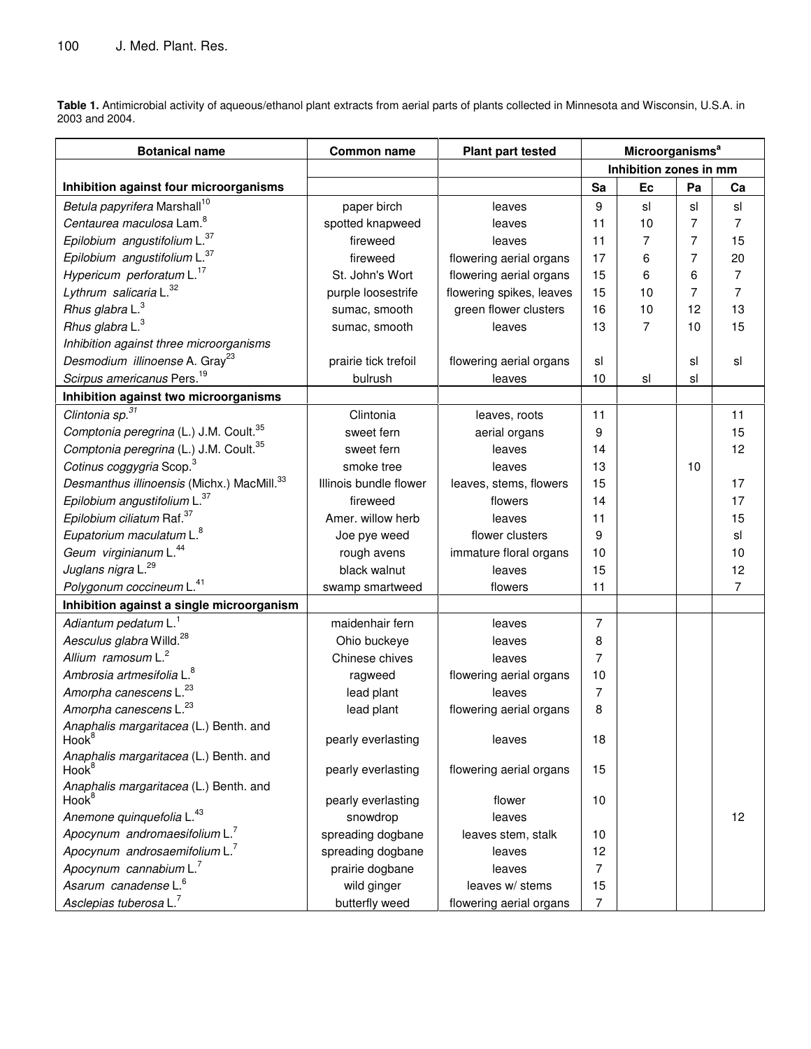**Table 1.** Antimicrobial activity of aqueous/ethanol plant extracts from aerial parts of plants collected in Minnesota and Wisconsin, U.S.A. in 2003 and 2004.

| Botanical name | Common name | Plant part tested | Microorganisms[a] | | | |
|---|---|---|---|---|---|---|
| | | | Inhibition zones in mm | | | |
| **Inhibition against four microorganisms** | | | **Sa** | **Ec** | **Pa** | **Ca** |
| *Betula papyrifera* Marshall[10] | paper birch | leaves | 9 | sl | sl | sl |
| *Centaurea maculosa* Lam.[8] | spotted knapweed | leaves | 11 | 10 | 7 | 7 |
| *Epilobium angustifolium* L.[37] | fireweed | leaves | 11 | 7 | 7 | 15 |
| *Epilobium angustifolium* L.[37] | fireweed | flowering aerial organs | 17 | 6 | 7 | 20 |
| *Hypericum perforatum* L.[17] | St. John's Wort | flowering aerial organs | 15 | 6 | 6 | 7 |
| *Lythrum salicaria* L.[32] | purple loosestrife | flowering spikes, leaves | 15 | 10 | 7 | 7 |
| *Rhus glabra* L.[3] | sumac, smooth | green flower clusters | 16 | 10 | 12 | 13 |
| *Rhus glabra* L.[3] | sumac, smooth | leaves | 13 | 7 | 10 | 15 |
| *Inhibition against three microorganisms* | | | | | | |
| *Desmodium illinoense* A. Gray[23] | prairie tick trefoil | flowering aerial organs | sl | | sl | sl |
| *Scirpus americanus* Pers.[19] | bulrush | leaves | 10 | sl | sl | |
| **Inhibition against two microorganisms** | | | | | | |
| *Clintonia sp.*[31] | Clintonia | leaves, roots | 11 | | | 11 |
| *Comptonia peregrina* (L.) J.M. Coult.[35] | sweet fern | aerial organs | 9 | | | 15 |
| *Comptonia peregrina* (L.) J.M. Coult.[35] | sweet fern | leaves | 14 | | | 12 |
| *Cotinus coggygria* Scop.[3] | smoke tree | leaves | 13 | | 10 | |
| *Desmanthus illinoensis* (Michx.) MacMill.[33] | Illinois bundle flower | leaves, stems, flowers | 15 | | | 17 |
| *Epilobium angustifolium* L.[37] | fireweed | flowers | 14 | | | 17 |
| *Epilobium ciliatum* Raf.[37] | Amer. willow herb | leaves | 11 | | | 15 |
| *Eupatorium maculatum* L.[8] | Joe pye weed | flower clusters | 9 | | | sl |
| *Geum virginianum* L.[44] | rough avens | immature floral organs | 10 | | | 10 |
| *Juglans nigra* L.[29] | black walnut | leaves | 15 | | | 12 |
| *Polygonum coccineum* L.[41] | swamp smartweed | flowers | 11 | | | 7 |
| **Inhibition against a single microorganism** | | | | | | |
| *Adiantum pedatum* L.[1] | maidenhair fern | leaves | 7 | | | |
| *Aesculus glabra* Willd.[28] | Ohio buckeye | leaves | 8 | | | |
| *Allium ramosum* L.[2] | Chinese chives | leaves | 7 | | | |
| *Ambrosia artmesifolia* L.[8] | ragweed | flowering aerial organs | 10 | | | |
| *Amorpha canescens* L.[23] | lead plant | leaves | 7 | | | |
| *Amorpha canescens* L.[23] | lead plant | flowering aerial organs | 8 | | | |
| *Anaphalis margaritacea* (L.) Benth. and Hook[8] | pearly everlasting | leaves | 18 | | | |
| *Anaphalis margaritacea* (L.) Benth. and Hook[8] | pearly everlasting | flowering aerial organs | 15 | | | |
| *Anaphalis margaritacea* (L.) Benth. and Hook[8] | pearly everlasting | flower | 10 | | | |
| *Anemone quinquefolia* L.[43] | snowdrop | leaves | | | | 12 |
| *Apocynum andromaesifolium* L.[7] | spreading dogbane | leaves stem, stalk | 10 | | | |
| *Apocynum androsaemifolium* L.[7] | spreading dogbane | leaves | 12 | | | |
| *Apocynum cannabium* L.[7] | prairie dogbane | leaves | 7 | | | |
| *Asarum canadense* L.[6] | wild ginger | leaves w/ stems | 15 | | | |
| *Asclepias tuberosa* L.[7] | butterfly weed | flowering aerial organs | 7 | | | |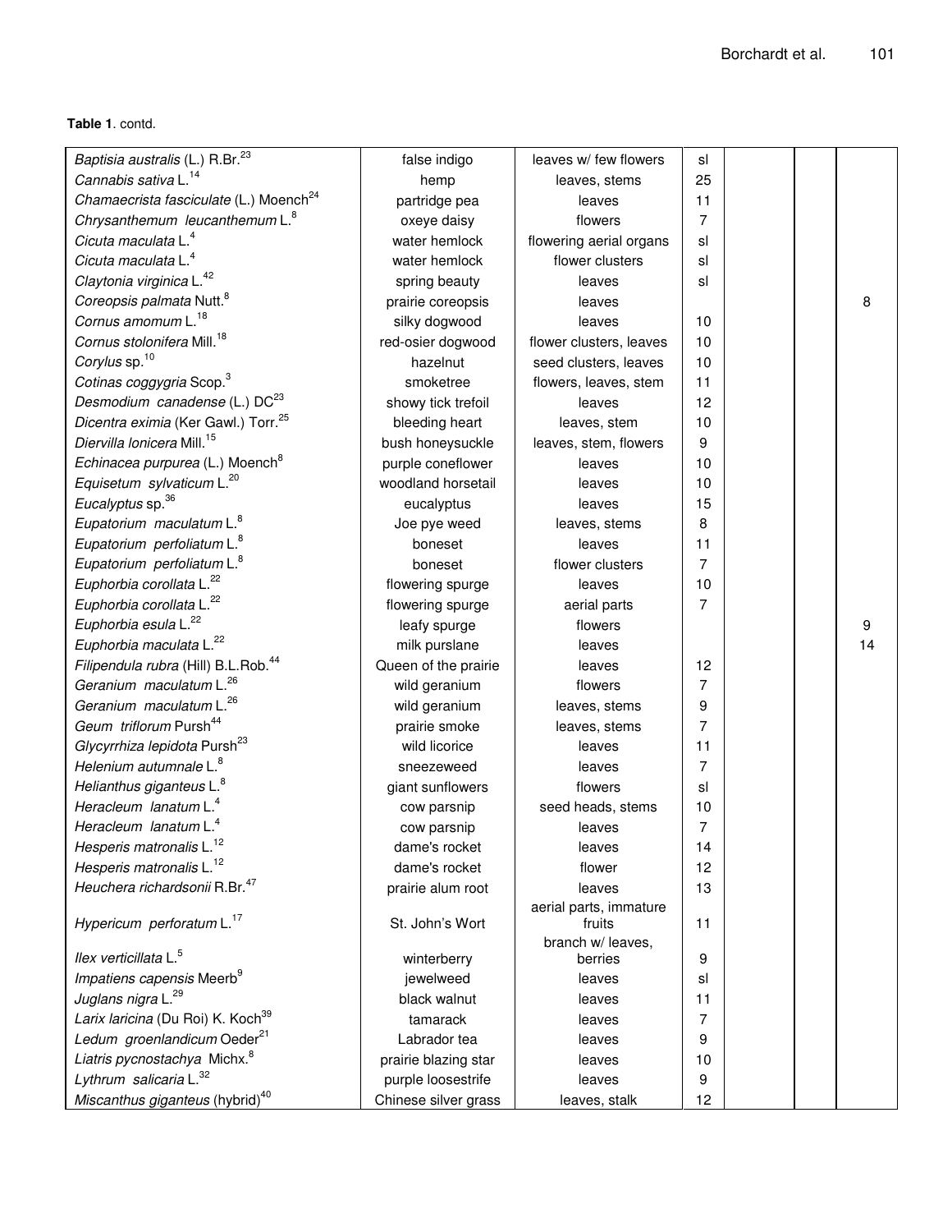**Table 1**. contd.

| | | | | | | |
|---|---|---|---|---|---|---|
| *Baptisia australis* (L.) R.Br.[23] | false indigo | leaves w/ few flowers | sl | | | |
| *Cannabis sativa* L.[14] | hemp | leaves, stems | 25 | | | |
| *Chamaecrista fasciculate* (L.) Moench[24] | partridge pea | leaves | 11 | | | |
| *Chrysanthemum leucanthemum* L.[8] | oxeye daisy | flowers | 7 | | | |
| *Cicuta maculata* L.[4] | water hemlock | flowering aerial organs | sl | | | |
| *Cicuta maculata* L.[4] | water hemlock | flower clusters | sl | | | |
| *Claytonia virginica* L.[42] | spring beauty | leaves | sl | | | |
| *Coreopsis palmata* Nutt.[8] | prairie coreopsis | leaves | | | | 8 |
| *Cornus amomum* L.[18] | silky dogwood | leaves | 10 | | | |
| *Cornus stolonifera* Mill.[18] | red-osier dogwood | flower clusters, leaves | 10 | | | |
| *Corylus* sp.[10] | hazelnut | seed clusters, leaves | 10 | | | |
| *Cotinas coggygria* Scop.[3] | smoketree | flowers, leaves, stem | 11 | | | |
| *Desmodium canadense* (L.) DC[23] | showy tick trefoil | leaves | 12 | | | |
| *Dicentra eximia* (Ker Gawl.) Torr.[25] | bleeding heart | leaves, stem | 10 | | | |
| *Diervilla lonicera* Mill.[15] | bush honeysuckle | leaves, stem, flowers | 9 | | | |
| *Echinacea purpurea* (L.) Moench[8] | purple coneflower | leaves | 10 | | | |
| *Equisetum sylvaticum* L.[20] | woodland horsetail | leaves | 10 | | | |
| *Eucalyptus* sp.[36] | eucalyptus | leaves | 15 | | | |
| *Eupatorium maculatum* L.[8] | Joe pye weed | leaves, stems | 8 | | | |
| *Eupatorium perfoliatum* L.[8] | boneset | leaves | 11 | | | |
| *Eupatorium perfoliatum* L.[8] | boneset | flower clusters | 7 | | | |
| *Euphorbia corollata* L.[22] | flowering spurge | leaves | 10 | | | |
| *Euphorbia corollata* L.[22] | flowering spurge | aerial parts | 7 | | | |
| *Euphorbia esula* L.[22] | leafy spurge | flowers | | | | 9 |
| *Euphorbia maculata* L.[22] | milk purslane | leaves | | | | 14 |
| *Filipendula rubra* (Hill) B.L.Rob.[44] | Queen of the prairie | leaves | 12 | | | |
| *Geranium maculatum* L.[26] | wild geranium | flowers | 7 | | | |
| *Geranium maculatum* L.[26] | wild geranium | leaves, stems | 9 | | | |
| *Geum triflorum* Pursh[44] | prairie smoke | leaves, stems | 7 | | | |
| *Glycyrrhiza lepidota* Pursh[23] | wild licorice | leaves | 11 | | | |
| *Helenium autumnale* L.[8] | sneezeweed | leaves | 7 | | | |
| *Helianthus giganteus* L.[8] | giant sunflowers | flowers | sl | | | |
| *Heracleum lanatum* L.[4] | cow parsnip | seed heads, stems | 10 | | | |
| *Heracleum lanatum* L.[4] | cow parsnip | leaves | 7 | | | |
| *Hesperis matronalis* L.[12] | dame's rocket | leaves | 14 | | | |
| *Hesperis matronalis* L.[12] | dame's rocket | flower | 12 | | | |
| *Heuchera richardsonii* R.Br.[47] | prairie alum root | leaves | 13 | | | |
| *Hypericum perforatum* L.[17] | St. John's Wort | aerial parts, immature fruits | 11 | | | |
| *Ilex verticillata* L.[5] | winterberry | branch w/ leaves, berries | 9 | | | |
| *Impatiens capensis* Meerb[9] | jewelweed | leaves | sl | | | |
| *Juglans nigra* L.[29] | black walnut | leaves | 11 | | | |
| *Larix laricina* (Du Roi) K. Koch[39] | tamarack | leaves | 7 | | | |
| *Ledum groenlandicum* Oeder[21] | Labrador tea | leaves | 9 | | | |
| *Liatris pycnostachya* Michx.[8] | prairie blazing star | leaves | 10 | | | |
| *Lythrum salicaria* L.[32] | purple loosestrife | leaves | 9 | | | |
| *Miscanthus giganteus* (hybrid)[40] | Chinese silver grass | leaves, stalk | 12 | | | |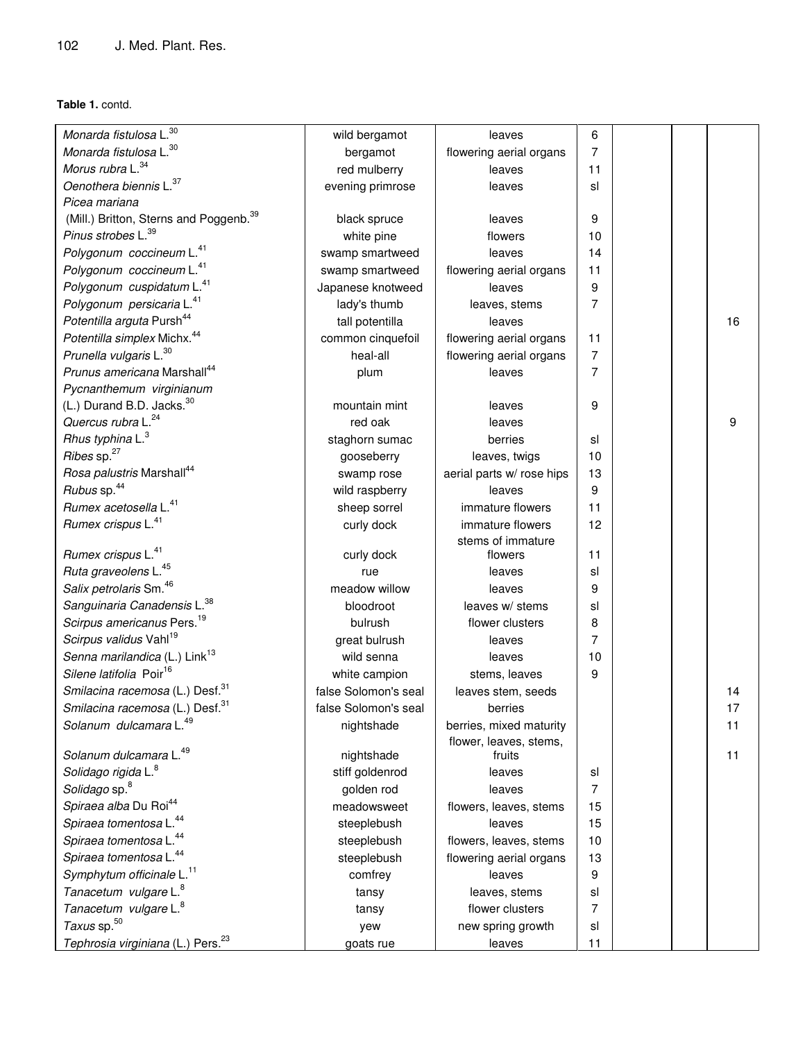**Table 1.** contd.

| | | | | | | |
|---|---|---|---|---|---|---|
| *Monarda fistulosa* L.[30] | wild bergamot | leaves | 6 | | | |
| *Monarda fistulosa* L.[30] | bergamot | flowering aerial organs | 7 | | | |
| *Morus rubra* L.[34] | red mulberry | leaves | 11 | | | |
| *Oenothera biennis* L.[37] | evening primrose | leaves | sl | | | |
| *Picea mariana* (Mill.) Britton, Sterns and Poggenb.[39] | black spruce | leaves | 9 | | | |
| *Pinus strobes* L.[39] | white pine | flowers | 10 | | | |
| *Polygonum coccineum* L.[41] | swamp smartweed | leaves | 14 | | | |
| *Polygonum coccineum* L.[41] | swamp smartweed | flowering aerial organs | 11 | | | |
| *Polygonum cuspidatum* L.[41] | Japanese knotweed | leaves | 9 | | | |
| *Polygonum persicaria* L.[41] | lady's thumb | leaves, stems | 7 | | | |
| *Potentilla arguta* Pursh[44] | tall potentilla | leaves | | | | 16 |
| *Potentilla simplex* Michx.[44] | common cinquefoil | flowering aerial organs | 11 | | | |
| *Prunella vulgaris* L.[30] | heal-all | flowering aerial organs | 7 | | | |
| *Prunus americana* Marshall[44] | plum | leaves | 7 | | | |
| *Pycnanthemum virginianum* (L.) Durand B.D. Jacks.[30] | mountain mint | leaves | 9 | | | |
| *Quercus rubra* L.[24] | red oak | leaves | | | | 9 |
| *Rhus typhina* L.[3] | staghorn sumac | berries | sl | | | |
| *Ribes* sp.[27] | gooseberry | leaves, twigs | 10 | | | |
| *Rosa palustris* Marshall[44] | swamp rose | aerial parts w/ rose hips | 13 | | | |
| *Rubus* sp.[44] | wild raspberry | leaves | 9 | | | |
| *Rumex acetosella* L.[41] | sheep sorrel | immature flowers | 11 | | | |
| *Rumex crispus* L.[41] | curly dock | immature flowers | 12 | | | |
| *Rumex crispus* L.[41] | curly dock | stems of immature flowers | 11 | | | |
| *Ruta graveolens* L.[45] | rue | leaves | sl | | | |
| *Salix petrolaris* Sm.[46] | meadow willow | leaves | 9 | | | |
| *Sanguinaria Canadensis* L.[38] | bloodroot | leaves w/ stems | sl | | | |
| *Scirpus americanus* Pers.[19] | bulrush | flower clusters | 8 | | | |
| *Scirpus validus* Vahl[19] | great bulrush | leaves | 7 | | | |
| *Senna marilandica* (L.) Link[13] | wild senna | leaves | 10 | | | |
| *Silene latifolia* Poir[16] | white campion | stems, leaves | 9 | | | |
| *Smilacina racemosa* (L.) Desf.[31] | false Solomon's seal | leaves stem, seeds | | | | 14 |
| *Smilacina racemosa* (L.) Desf.[31] | false Solomon's seal | berries | | | | 17 |
| *Solanum dulcamara* L.[49] | nightshade | berries, mixed maturity | | | | 11 |
| *Solanum dulcamara* L.[49] | nightshade | flower, leaves, stems, fruits | | | | 11 |
| *Solidago rigida* L.[8] | stiff goldenrod | leaves | sl | | | |
| *Solidago* sp.[8] | golden rod | leaves | 7 | | | |
| *Spiraea alba* Du Roi[44] | meadowsweet | flowers, leaves, stems | 15 | | | |
| *Spiraea tomentosa* L.[44] | steeplebush | leaves | 15 | | | |
| *Spiraea tomentosa* L.[44] | steeplebush | flowers, leaves, stems | 10 | | | |
| *Spiraea tomentosa* L.[44] | steeplebush | flowering aerial organs | 13 | | | |
| *Symphytum officinale* L.[11] | comfrey | leaves | 9 | | | |
| *Tanacetum vulgare* L.[8] | tansy | leaves, stems | sl | | | |
| *Tanacetum vulgare* L.[8] | tansy | flower clusters | 7 | | | |
| *Taxus* sp.[50] | yew | new spring growth | sl | | | |
| *Tephrosia virginiana* (L.) Pers.[23] | goats rue | leaves | 11 | | | |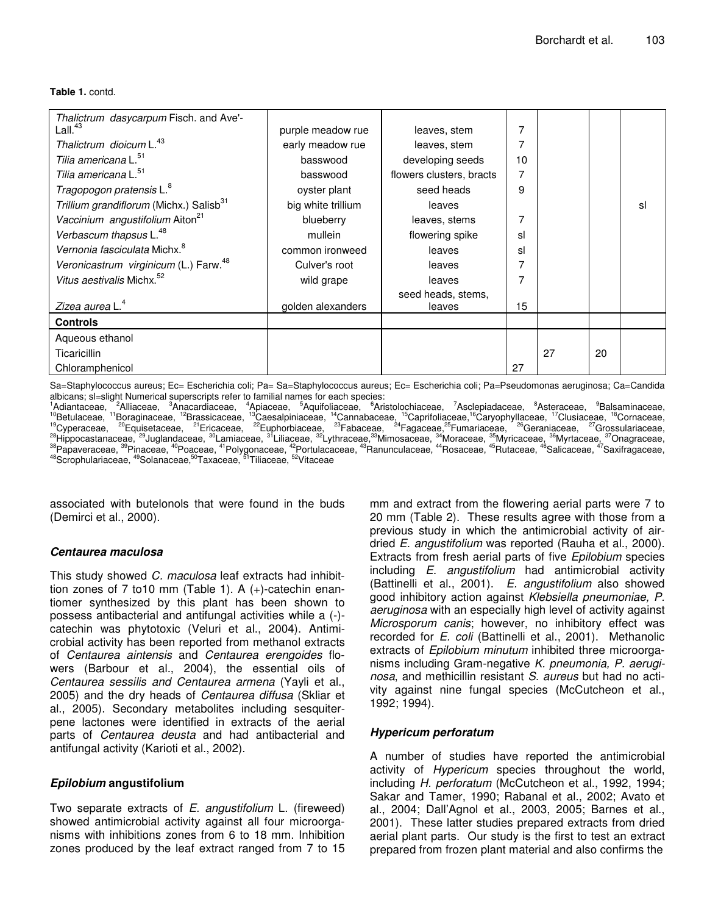**Table 1.** contd.

| | | | | | | |
|---|---|---|---|---|---|---|
| *Thalictrum dasycarpum* Fisch. and Ave'-Lall.[43] | purple meadow rue | leaves, stem | 7 | | | |
| *Thalictrum dioicum* L.[43] | early meadow rue | leaves, stem | 7 | | | |
| *Tilia americana* L.[51] | basswood | developing seeds | 10 | | | |
| *Tilia americana* L.[51] | basswood | flowers clusters, bracts | 7 | | | |
| *Tragopogon pratensis* L.[8] | oyster plant | seed heads | 9 | | | |
| *Trillium grandiflorum* (Michx.) Salisb[31] | big white trillium | leaves | | | | sl |
| *Vaccinium angustifolium* Aiton[21] | blueberry | leaves, stems | 7 | | | |
| *Verbascum thapsus* L.[48] | mullein | flowering spike | sl | | | |
| *Vernonia fasciculata* Michx.[8] | common ironweed | leaves | sl | | | |
| *Veronicastrum virginicum* (L.) Farw.[48] | Culver's root | leaves | 7 | | | |
| *Vitus aestivalis* Michx.[52] | wild grape | leaves | 7 | | | |
| *Zizea aurea* L.[4] | golden alexanders | seed heads, stems, leaves | 15 | | | |
| **Controls** | | | | | | |
| Aqueous ethanol | | | | | | |
| Ticaricillin | | | | 27 | 20 | |
| Chloramphenicol | | | 27 | | | |

Sa=Staphylococcus aureus; Ec= Escherichia coli; Pa= Sa=Staphylococcus aureus; Ec= Escherichia coli; Pa=Pseudomonas aeruginosa; Ca=Candida albicans; sl=slight Numerical superscripts refer to familial names for each species:
[1]Adiantaceae, [2]Alliaceae, [3]Anacardiaceae, [4]Apiaceae, [5]Aquifoliaceae, [6]Aristolochiaceae, [7]Asclepiadaceae, [8]Asteraceae, [9]Balsaminaceae, [10]Betulaceae, [11]Boraginaceae, [12]Brassicaceae, [13]Caesalpiniaceae, [14]Cannabaceae, [15]Caprifoliaceae,[16]Caryophyllaceae, [17]Clusiaceae, [18]Cornaceae, [19]Cyperaceae, [20]Equisetaceae, [21]Ericaceae, [22]Euphorbiaceae, [23]Fabaceae, [24]Fagaceae,[25]Fumariaceae, [26]Geraniaceae, [27]Grossulariaceae, [28]Hippocastanaceae, [29]Juglandaceae, [30]Lamiaceae, [31]Liliaceae, [32]Lythraceae,[33]Mimosaceae, [34]Moraceae, [35]Myricaceae, [36]Myrtaceae, [37]Onagraceae, [38]Papaveraceae, [39]Pinaceae, [40]Poaceae, [41]Polygonaceae, [42]Portulacaceae, [43]Ranunculaceae, [44]Rosaceae, [45]Rutaceae, [46]Salicaceae, [47]Saxifragaceae, [48]Scrophulariaceae, [49]Solanaceae,[50]Taxaceae, [51]Tiliaceae, [52]Vitaceae

associated with butelonols that were found in the buds (Demirci et al., 2000).

### *Centaurea maculosa*

This study showed *C. maculosa* leaf extracts had inhibittion zones of 7 to10 mm (Table 1). A (+)-catechin enantiomer synthesized by this plant has been shown to possess antibacterial and antifungal activities while a (-)-catechin was phytotoxic (Veluri et al., 2004). Antimicrobial activity has been reported from methanol extracts of *Centaurea aintensis* and *Centaurea erengoides* flowers (Barbour et al., 2004), the essential oils of *Centaurea sessilis and Centaurea armena* (Yayli et al., 2005) and the dry heads of *Centaurea diffusa* (Skliar et al., 2005). Secondary metabolites including sesquiterpene lactones were identified in extracts of the aerial parts of *Centaurea deusta* and had antibacterial and antifungal activity (Karioti et al., 2002).

### *Epilobium* angustifolium

Two separate extracts of *E. angustifolium* L. (fireweed) showed antimicrobial activity against all four microorganisms with inhibitions zones from 6 to 18 mm. Inhibition zones produced by the leaf extract ranged from 7 to 15 mm and extract from the flowering aerial parts were 7 to 20 mm (Table 2). These results agree with those from a previous study in which the antimicrobial activity of air-dried *E. angustifolium* was reported (Rauha et al., 2000). Extracts from fresh aerial parts of five *Epilobium* species including *E. angustifolium* had antimicrobial activity (Battinelli et al., 2001). *E. angustifolium* also showed good inhibitory action against *Klebsiella pneumoniae, P. aeruginosa* with an especially high level of activity against *Microsporum canis*; however, no inhibitory effect was recorded for *E. coli* (Battinelli et al., 2001). Methanolic extracts of *Epilobium minutum* inhibited three microorganisms including Gram-negative *K. pneumonia, P. aeruginosa*, and methicillin resistant *S. aureus* but had no activity against nine fungal species (McCutcheon et al., 1992; 1994).

### *Hypericum perforatum*

A number of studies have reported the antimicrobial activity of *Hypericum* species throughout the world, including *H. perforatum* (McCutcheon et al., 1992, 1994; Sakar and Tamer, 1990; Rabanal et al., 2002; Avato et al., 2004; Dall'Agnol et al., 2003, 2005; Barnes et al., 2001). These latter studies prepared extracts from dried aerial plant parts. Our study is the first to test an extract prepared from frozen plant material and also confirms the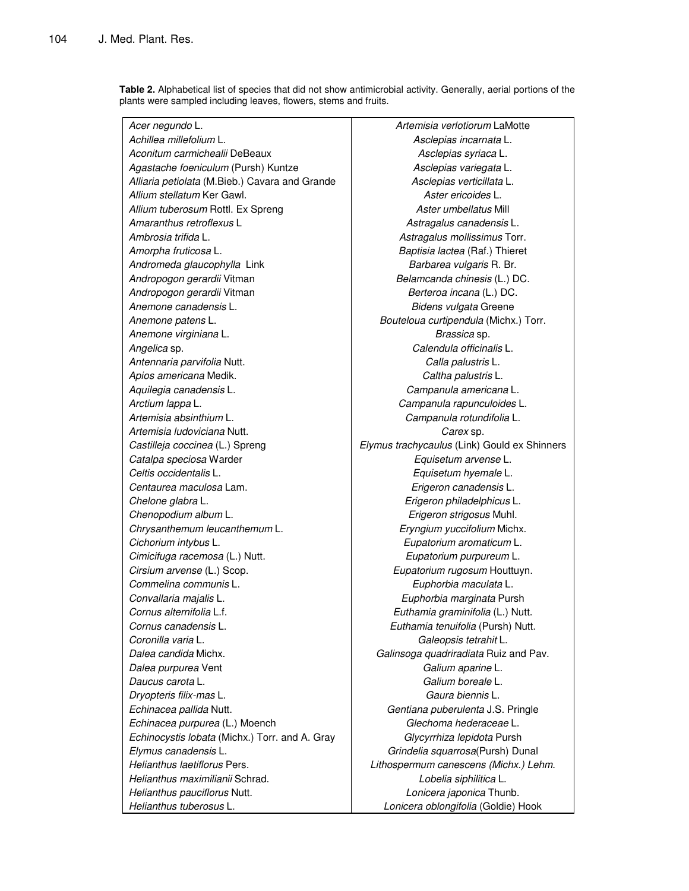**Table 2.** Alphabetical list of species that did not show antimicrobial activity. Generally, aerial portions of the plants were sampled including leaves, flowers, stems and fruits.

| | |
|---|---|
| *Acer negundo* L. | *Artemisia verlotiorum* LaMotte |
| *Achillea millefolium* L. | *Asclepias incarnata* L. |
| *Aconitum carmichealii* DeBeaux | *Asclepias syriaca* L. |
| *Agastache foeniculum* (Pursh) Kuntze | *Asclepias variegata* L. |
| *Alliaria petiolata* (M.Bieb.) Cavara and Grande | *Asclepias verticillata* L. |
| *Allium stellatum* Ker Gawl. | *Aster ericoides* L. |
| *Allium tuberosum* Rottl. Ex Spreng | *Aster umbellatus* Mill |
| *Amaranthus retroflexus* L | *Astragalus canadensis* L. |
| *Ambrosia trifida* L. | *Astragalus mollissimus* Torr. |
| *Amorpha fruticosa* L. | *Baptisia lactea* (Raf.) Thieret |
| *Andromeda glaucophylla* Link | *Barbarea vulgaris* R. Br. |
| *Andropogon gerardii* Vitman | *Belamcanda chinesis* (L.) DC. |
| *Andropogon gerardii* Vitman | *Berteroa incana* (L.) DC. |
| *Anemone canadensis* L. | *Bidens vulgata* Greene |
| *Anemone patens* L. | *Bouteloua curtipendula* (Michx.) Torr. |
| *Anemone virginiana* L. | *Brassica* sp. |
| *Angelica* sp. | *Calendula officinalis* L. |
| *Antennaria parvifolia* Nutt. | *Calla palustris* L. |
| *Apios americana* Medik. | *Caltha palustris* L. |
| *Aquilegia canadensis* L. | *Campanula americana* L. |
| *Arctium lappa* L. | *Campanula rapunculoides* L. |
| *Artemisia absinthium* L. | *Campanula rotundifolia* L. |
| *Artemisia ludoviciana* Nutt. | *Carex* sp. |
| *Castilleja coccinea* (L.) Spreng | *Elymus trachycaulus* (Link) Gould ex Shinners |
| *Catalpa speciosa* Warder | *Equisetum arvense* L. |
| *Celtis occidentalis* L. | *Equisetum hyemale* L. |
| *Centaurea maculosa* Lam. | *Erigeron canadensis* L. |
| *Chelone glabra* L. | *Erigeron philadelphicus* L. |
| *Chenopodium album* L. | *Erigeron strigosus* Muhl. |
| *Chrysanthemum leucanthemum* L. | *Eryngium yuccifolium* Michx. |
| *Cichorium intybus* L. | *Eupatorium aromaticum* L. |
| *Cimicifuga racemosa* (L.) Nutt. | *Eupatorium purpureum* L. |
| *Cirsium arvense* (L.) Scop. | *Eupatorium rugosum* Houttuyn. |
| *Commelina communis* L. | *Euphorbia maculata* L. |
| *Convallaria majalis* L. | *Euphorbia marginata* Pursh |
| *Cornus alternifolia* L.f. | *Euthamia graminifolia* (L.) Nutt. |
| *Cornus canadensis* L. | *Euthamia tenuifolia* (Pursh) Nutt. |
| *Coronilla varia* L. | *Galeopsis tetrahit* L. |
| *Dalea candida* Michx. | *Galinsoga quadriradiata* Ruiz and Pav. |
| *Dalea purpurea* Vent | *Galium aparine* L. |
| *Daucus carota* L. | *Galium boreale* L. |
| *Dryopteris filix-mas* L. | *Gaura biennis* L. |
| *Echinacea pallida* Nutt. | *Gentiana puberulenta* J.S. Pringle |
| *Echinacea purpurea* (L.) Moench | *Glechoma hederaceae* L. |
| *Echinocystis lobata* (Michx.) Torr. and A. Gray | *Glycyrrhiza lepidota* Pursh |
| *Elymus canadensis* L. | *Grindelia squarrosa*(Pursh) Dunal |
| *Helianthus laetiflorus* Pers. | *Lithospermum canescens (Michx.) Lehm.* |
| *Helianthus maximilianii* Schrad. | *Lobelia siphilitica* L. |
| *Helianthus pauciflorus* Nutt. | *Lonicera japonica* Thunb. |
| *Helianthus tuberosus* L. | *Lonicera oblongifolia* (Goldie) Hook |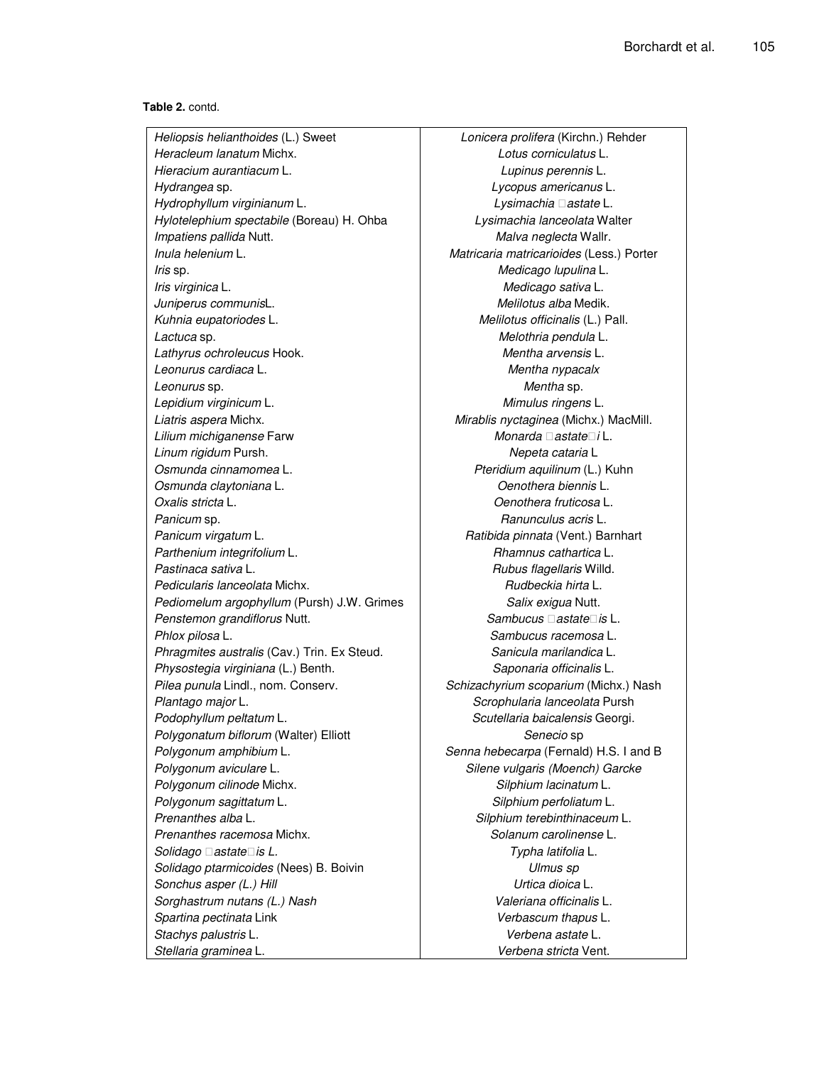**Table 2.** contd.

| | |
|---|---|
| *Heliopsis helianthoides* (L.) Sweet | *Lonicera prolifera* (Kirchn.) Rehder |
| *Heracleum lanatum* Michx. | *Lotus corniculatus* L. |
| *Hieracium aurantiacum* L. | *Lupinus perennis* L. |
| *Hydrangea* sp. | *Lycopus americanus* L. |
| *Hydrophyllum virginianum* L. | *Lysimachia* astate L. |
| *Hylotelephium spectabile* (Boreau) H. Ohba | *Lysimachia lanceolata* Walter |
| *Impatiens pallida* Nutt. | *Malva neglecta* Wallr. |
| *Inula helenium* L. | *Matricaria matricarioides* (Less.) Porter |
| *Iris* sp. | *Medicago lupulina* L. |
| *Iris virginica* L. | *Medicago sativa* L. |
| *Juniperus communis*L. | *Melilotus alba* Medik. |
| *Kuhnia eupatoriodes* L. | *Melilotus officinalis* (L.) Pall. |
| *Lactuca* sp. | *Melothria pendula* L. |
| *Lathyrus ochroleucus* Hook. | *Mentha arvensis* L. |
| *Leonurus cardiaca* L. | *Mentha nypacalx* |
| *Leonurus* sp. | *Mentha* sp. |
| *Lepidium virginicum* L. | *Mimulus ringens* L. |
| *Liatris aspera* Michx. | *Mirablis nyctaginea* (Michx.) MacMill. |
| *Lilium michiganense* Farw | *Monarda* astatei L. |
| *Linum rigidum* Pursh. | *Nepeta cataria* L |
| *Osmunda cinnamomea* L. | *Pteridium aquilinum* (L.) Kuhn |
| *Osmunda claytoniana* L. | *Oenothera biennis* L. |
| *Oxalis stricta* L. | *Oenothera fruticosa* L. |
| *Panicum* sp. | *Ranunculus acris* L. |
| *Panicum virgatum* L. | *Ratibida pinnata* (Vent.) Barnhart |
| *Parthenium integrifolium* L. | *Rhamnus cathartica* L. |
| *Pastinaca sativa* L. | *Rubus flagellaris* Willd. |
| *Pedicularis lanceolata* Michx. | *Rudbeckia hirta* L. |
| *Pediomelum argophyllum* (Pursh) J.W. Grimes | *Salix exigua* Nutt. |
| *Penstemon grandiflorus* Nutt. | *Sambucus* astateis L. |
| *Phlox pilosa* L. | *Sambucus racemosa* L. |
| *Phragmites australis* (Cav.) Trin. Ex Steud. | *Sanicula marilandica* L. |
| *Physostegia virginiana* (L.) Benth. | *Saponaria officinalis* L. |
| *Pilea punula* Lindl., nom. Conserv. | *Schizachyrium scoparium* (Michx.) Nash |
| *Plantago major* L. | *Scrophularia lanceolata* Pursh |
| *Podophyllum peltatum* L. | *Scutellaria baicalensis* Georgi. |
| *Polygonatum biflorum* (Walter) Elliott | *Senecio* sp |
| *Polygonum amphibium* L. | *Senna hebecarpa* (Fernald) H.S. I and B |
| *Polygonum aviculare* L. | *Silene vulgaris (Moench) Garcke* |
| *Polygonum cilinode* Michx. | *Silphium lacinatum* L. |
| *Polygonum sagittatum* L. | *Silphium perfoliatum* L. |
| *Prenanthes alba* L. | *Silphium terebinthinaceum* L. |
| *Prenanthes racemosa* Michx. | *Solanum carolinense* L. |
| *Solidago astateis L.* | *Typha latifolia* L. |
| *Solidago ptarmicoides* (Nees) B. Boivin | *Ulmus sp* |
| *Sonchus asper (L.) Hill* | *Urtica dioica* L. |
| *Sorghastrum nutans (L.) Nash* | *Valeriana officinalis* L. |
| *Spartina pectinata* Link | *Verbascum thapus* L. |
| *Stachys palustris* L. | *Verbena astate* L. |
| *Stellaria graminea* L. | *Verbena stricta* Vent. |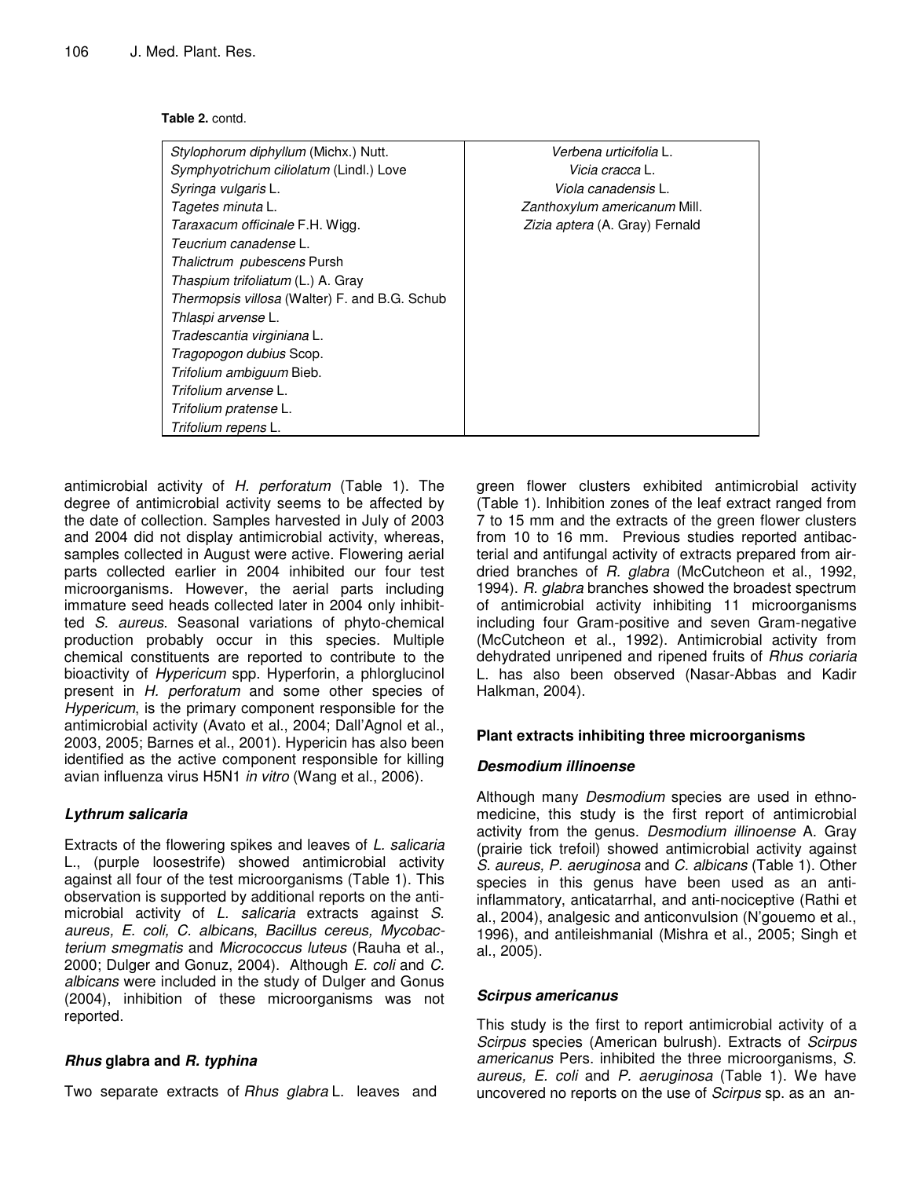**Table 2.** contd.

| | |
|---|---|
| *Stylophorum diphyllum* (Michx.) Nutt. | *Verbena urticifolia* L. |
| *Symphyotrichum ciliolatum* (Lindl.) Love | *Vicia cracca* L. |
| *Syringa vulgaris* L. | *Viola canadensis* L. |
| *Tagetes minuta* L. | *Zanthoxylum americanum* Mill. |
| *Taraxacum officinale* F.H. Wigg. | *Zizia aptera* (A. Gray) Fernald |
| *Teucrium canadense* L. | |
| *Thalictrum pubescens* Pursh | |
| *Thaspium trifoliatum* (L.) A. Gray | |
| *Thermopsis villosa* (Walter) F. and B.G. Schub | |
| *Thlaspi arvense* L. | |
| *Tradescantia virginiana* L. | |
| *Tragopogon dubius* Scop. | |
| *Trifolium ambiguum* Bieb. | |
| *Trifolium arvense* L. | |
| *Trifolium pratense* L. | |
| *Trifolium repens* L. | |

antimicrobial activity of *H. perforatum* (Table 1). The degree of antimicrobial activity seems to be affected by the date of collection. Samples harvested in July of 2003 and 2004 did not display antimicrobial activity, whereas, samples collected in August were active. Flowering aerial parts collected earlier in 2004 inhibited our four test microorganisms. However, the aerial parts including immature seed heads collected later in 2004 only inhibited *S. aureus*. Seasonal variations of phyto-chemical production probably occur in this species. Multiple chemical constituents are reported to contribute to the bioactivity of *Hypericum* spp. Hyperforin, a phlorglucinol present in *H. perforatum* and some other species of *Hypericum*, is the primary component responsible for the antimicrobial activity (Avato et al., 2004; Dall'Agnol et al., 2003, 2005; Barnes et al., 2001). Hypericin has also been identified as the active component responsible for killing avian influenza virus H5N1 *in vitro* (Wang et al., 2006).

### *Lythrum salicaria*

Extracts of the flowering spikes and leaves of *L. salicaria* L., (purple loosestrife) showed antimicrobial activity against all four of the test microorganisms (Table 1). This observation is supported by additional reports on the antimicrobial activity of *L. salicaria* extracts against *S. aureus, E. coli, C. albicans*, *Bacillus cereus, Mycobacterium smegmatis* and *Micrococcus luteus* (Rauha et al., 2000; Dulger and Gonuz, 2004). Although *E. coli* and *C. albicans* were included in the study of Dulger and Gonus (2004), inhibition of these microorganisms was not reported.

### *Rhus* glabra and *R. typhina*

Two separate extracts of *Rhus glabra* L. leaves and green flower clusters exhibited antimicrobial activity (Table 1). Inhibition zones of the leaf extract ranged from 7 to 15 mm and the extracts of the green flower clusters from 10 to 16 mm. Previous studies reported antibacterial and antifungal activity of extracts prepared from air-dried branches of *R. glabra* (McCutcheon et al., 1992, 1994). *R. glabra* branches showed the broadest spectrum of antimicrobial activity inhibiting 11 microorganisms including four Gram-positive and seven Gram-negative (McCutcheon et al., 1992). Antimicrobial activity from dehydrated unripened and ripened fruits of *Rhus coriaria* L. has also been observed (Nasar-Abbas and Kadir Halkman, 2004).

## Plant extracts inhibiting three microorganisms

### *Desmodium illinoense*

Although many *Desmodium* species are used in ethnomedicine, this study is the first report of antimicrobial activity from the genus. *Desmodium illinoense* A. Gray (prairie tick trefoil) showed antimicrobial activity against *S. aureus, P. aeruginosa* and *C. albicans* (Table 1). Other species in this genus have been used as an anti-inflammatory, anticatarrhal, and anti-nociceptive (Rathi et al., 2004), analgesic and anticonvulsion (N'gouemo et al., 1996), and antileishmanial (Mishra et al., 2005; Singh et al., 2005).

### *Scirpus americanus*

This study is the first to report antimicrobial activity of a *Scirpus* species (American bulrush). Extracts of *Scirpus americanus* Pers. inhibited the three microorganisms, *S. aureus, E. coli* and *P. aeruginosa* (Table 1). We have uncovered no reports on the use of *Scirpus* sp. as an an-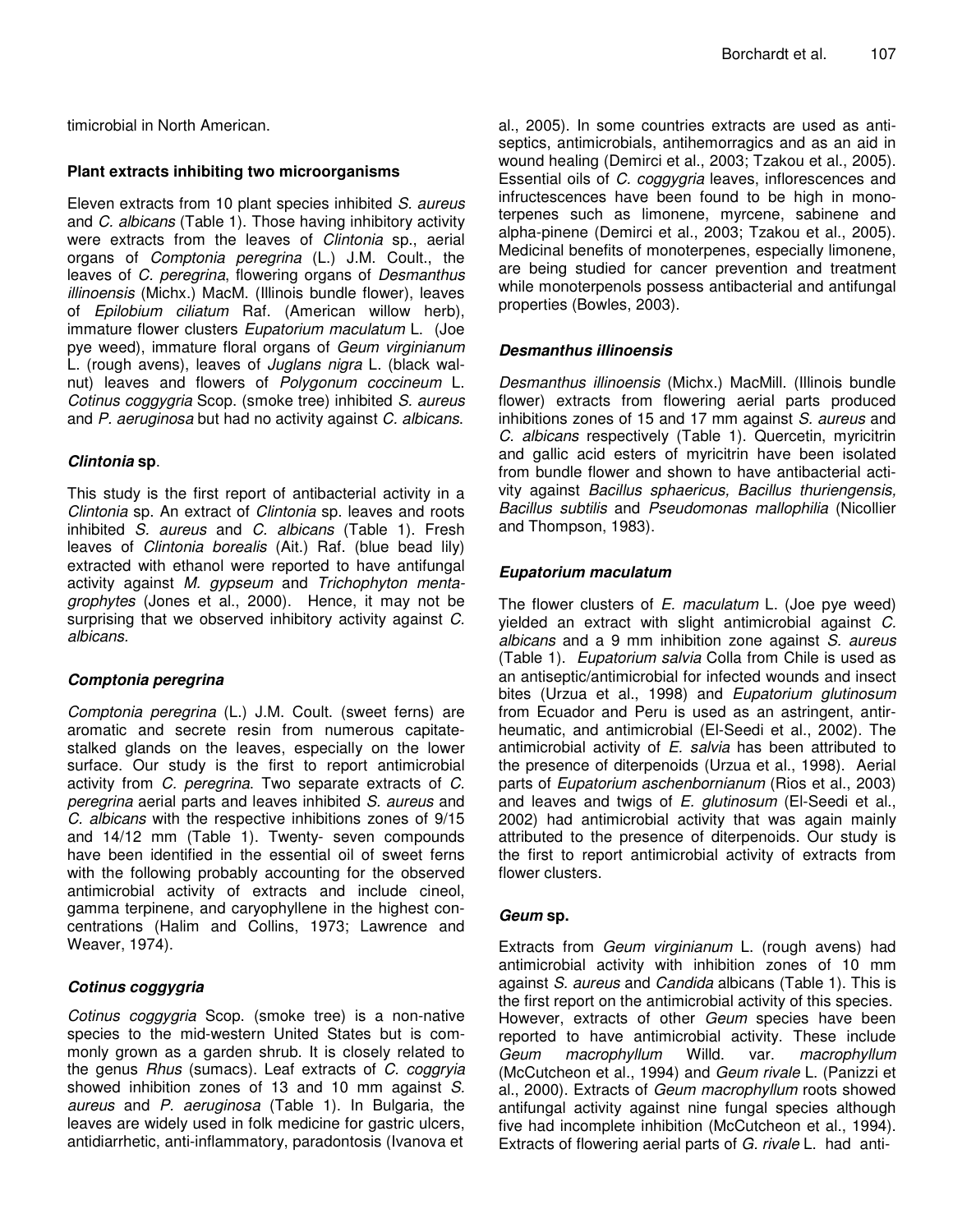timicrobial in North American.

### Plant extracts inhibiting two microorganisms

Eleven extracts from 10 plant species inhibited *S. aureus* and *C. albicans* (Table 1). Those having inhibitory activity were extracts from the leaves of *Clintonia* sp., aerial organs of *Comptonia peregrina* (L.) J.M. Coult., the leaves of *C. peregrina*, flowering organs of *Desmanthus illinoensis* (Michx.) MacM. (Illinois bundle flower), leaves of *Epilobium ciliatum* Raf. (American willow herb), immature flower clusters *Eupatorium maculatum* L. (Joe pye weed), immature floral organs of *Geum virginianum* L. (rough avens), leaves of *Juglans nigra* L. (black walnut) leaves and flowers of *Polygonum coccineum* L. *Cotinus coggygria* Scop. (smoke tree) inhibited *S. aureus* and *P. aeruginosa* but had no activity against *C. albicans*.

### *Clintonia* sp.

This study is the first report of antibacterial activity in a *Clintonia* sp. An extract of *Clintonia* sp. leaves and roots inhibited *S. aureus* and *C. albicans* (Table 1). Fresh leaves of *Clintonia borealis* (Ait.) Raf. (blue bead lily) extracted with ethanol were reported to have antifungal activity against *M. gypseum* and *Trichophyton mentagrophytes* (Jones et al., 2000). Hence, it may not be surprising that we observed inhibitory activity against *C. albicans.*

### *Comptonia peregrina*

*Comptonia peregrina* (L.) J.M. Coult. (sweet ferns) are aromatic and secrete resin from numerous capitate-stalked glands on the leaves, especially on the lower surface. Our study is the first to report antimicrobial activity from *C. peregrina*. Two separate extracts of *C. peregrina* aerial parts and leaves inhibited *S. aureus* and *C. albicans* with the respective inhibitions zones of 9/15 and 14/12 mm (Table 1). Twenty- seven compounds have been identified in the essential oil of sweet ferns with the following probably accounting for the observed antimicrobial activity of extracts and include cineol, gamma terpinene, and caryophyllene in the highest concentrations (Halim and Collins, 1973; Lawrence and Weaver, 1974).

### *Cotinus coggygria*

*Cotinus coggygria* Scop. (smoke tree) is a non-native species to the mid-western United States but is commonly grown as a garden shrub. It is closely related to the genus *Rhus* (sumacs). Leaf extracts of *C. coggryia* showed inhibition zones of 13 and 10 mm against *S. aureus* and *P. aeruginosa* (Table 1). In Bulgaria, the leaves are widely used in folk medicine for gastric ulcers, antidiarrhetic, anti-inflammatory, paradontosis (Ivanova et al., 2005). In some countries extracts are used as antiseptics, antimicrobials, antihemorragics and as an aid in wound healing (Demirci et al., 2003; Tzakou et al., 2005). Essential oils of *C. coggygria* leaves, inflorescences and infructescences have been found to be high in monoterpenes such as limonene, myrcene, sabinene and alpha-pinene (Demirci et al., 2003; Tzakou et al., 2005). Medicinal benefits of monoterpenes, especially limonene, are being studied for cancer prevention and treatment while monoterpenols possess antibacterial and antifungal properties (Bowles, 2003).

### *Desmanthus illinoensis*

*Desmanthus illinoensis* (Michx.) MacMill. (Illinois bundle flower) extracts from flowering aerial parts produced inhibitions zones of 15 and 17 mm against *S. aureus* and *C. albicans* respectively (Table 1). Quercetin, myricitrin and gallic acid esters of myricitrin have been isolated from bundle flower and shown to have antibacterial activity against *Bacillus sphaericus, Bacillus thuriengensis, Bacillus subtilis* and *Pseudomonas mallophilia* (Nicollier and Thompson, 1983).

### *Eupatorium maculatum*

The flower clusters of *E. maculatum* L. (Joe pye weed) yielded an extract with slight antimicrobial against *C. albicans* and a 9 mm inhibition zone against *S. aureus* (Table 1). *Eupatorium salvia* Colla from Chile is used as an antiseptic/antimicrobial for infected wounds and insect bites (Urzua et al., 1998) and *Eupatorium glutinosum* from Ecuador and Peru is used as an astringent, antirheumatic, and antimicrobial (El-Seedi et al., 2002). The antimicrobial activity of *E. salvia* has been attributed to the presence of diterpenoids (Urzua et al., 1998). Aerial parts of *Eupatorium aschenbornianum* (Rios et al., 2003) and leaves and twigs of *E. glutinosum* (El-Seedi et al., 2002) had antimicrobial activity that was again mainly attributed to the presence of diterpenoids. Our study is the first to report antimicrobial activity of extracts from flower clusters.

### *Geum* sp.

Extracts from *Geum virginianum* L. (rough avens) had antimicrobial activity with inhibition zones of 10 mm against *S. aureus* and *Candida* albicans (Table 1). This is the first report on the antimicrobial activity of this species. However, extracts of other *Geum* species have been reported to have antimicrobial activity. These include *Geum macrophyllum* Willd. var. *macrophyllum* (McCutcheon et al., 1994) and *Geum rivale* L. (Panizzi et al., 2000). Extracts of *Geum macrophyllum* roots showed antifungal activity against nine fungal species although five had incomplete inhibition (McCutcheon et al., 1994). Extracts of flowering aerial parts of *G. rivale* L. had anti-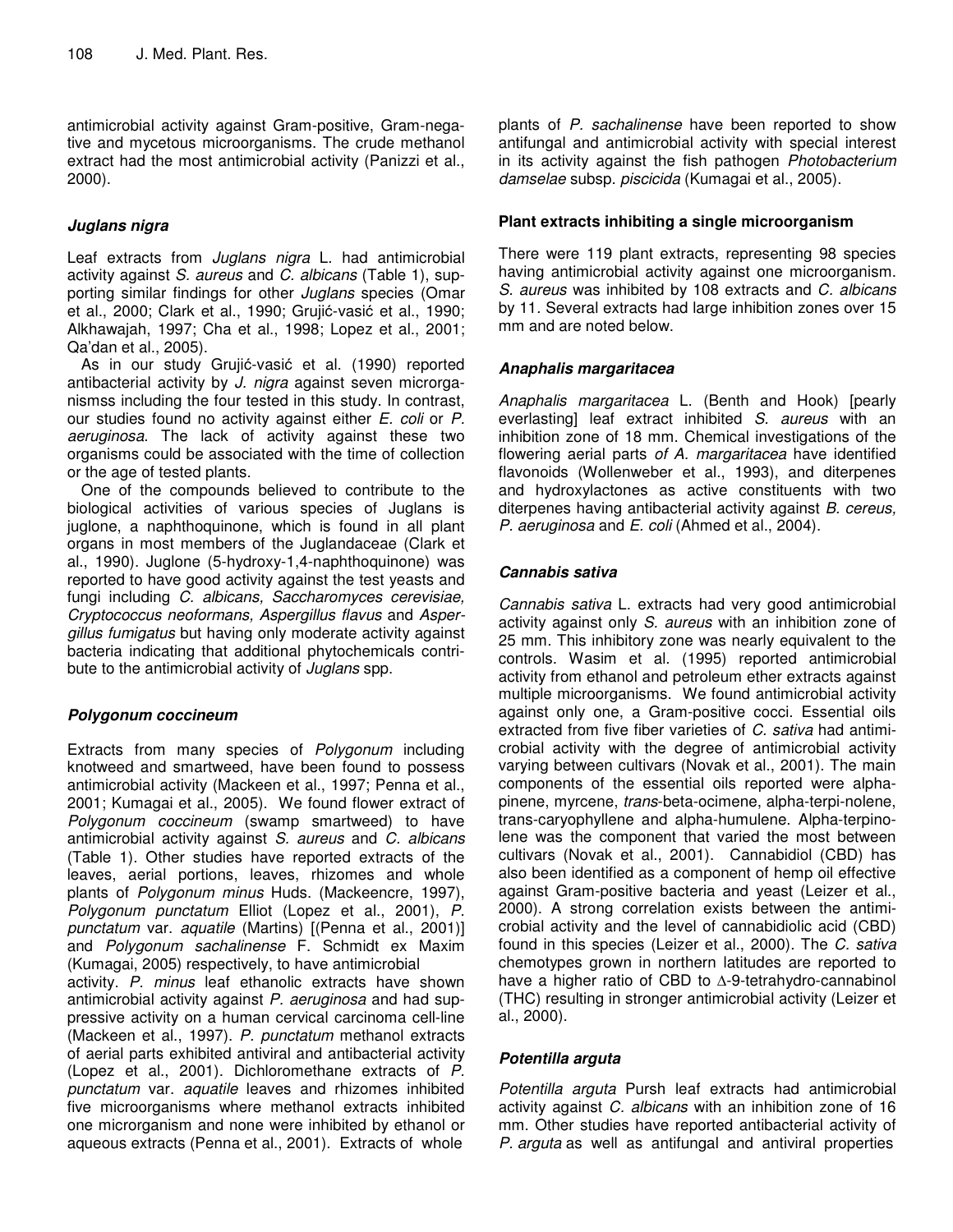antimicrobial activity against Gram-positive, Gram-negative and mycetous microorganisms. The crude methanol extract had the most antimicrobial activity (Panizzi et al., 2000).

### *Juglans nigra*

Leaf extracts from *Juglans nigra* L. had antimicrobial activity against *S. aureus* and *C. albicans* (Table 1), supporting similar findings for other *Juglans* species (Omar et al., 2000; Clark et al., 1990; Grujić-vasić et al., 1990; Alkhawajah, 1997; Cha et al., 1998; Lopez et al., 2001; Qa'dan et al., 2005).

As in our study Grujić-vasić et al. (1990) reported antibacterial activity by *J. nigra* against seven microrganismss including the four tested in this study. In contrast, our studies found no activity against either *E. coli* or *P. aeruginosa*. The lack of activity against these two organisms could be associated with the time of collection or the age of tested plants.

One of the compounds believed to contribute to the biological activities of various species of Juglans is juglone, a naphthoquinone, which is found in all plant organs in most members of the Juglandaceae (Clark et al., 1990). Juglone (5-hydroxy-1,4-naphthoquinone) was reported to have good activity against the test yeasts and fungi including *C. albicans, Saccharomyces cerevisiae, Cryptococcus neoformans, Aspergillus flavus* and *Aspergillus fumigatus* but having only moderate activity against bacteria indicating that additional phytochemicals contribute to the antimicrobial activity of *Juglans* spp.

### *Polygonum coccineum*

Extracts from many species of *Polygonum* including knotweed and smartweed, have been found to possess antimicrobial activity (Mackeen et al., 1997; Penna et al., 2001; Kumagai et al., 2005). We found flower extract of *Polygonum coccineum* (swamp smartweed) to have antimicrobial activity against *S. aureus* and *C. albicans* (Table 1). Other studies have reported extracts of the leaves, aerial portions, leaves, rhizomes and whole plants of *Polygonum minus* Huds. (Mackeencre, 1997), *Polygonum punctatum* Elliot (Lopez et al., 2001), *P. punctatum* var. *aquatile* (Martins) [(Penna et al., 2001)] and *Polygonum sachalinense* F. Schmidt ex Maxim (Kumagai, 2005) respectively, to have antimicrobial activity. *P. minus* leaf ethanolic extracts have shown antimicrobial activity against *P. aeruginosa* and had suppressive activity on a human cervical carcinoma cell-line (Mackeen et al., 1997). *P. punctatum* methanol extracts of aerial parts exhibited antiviral and antibacterial activity (Lopez et al., 2001). Dichloromethane extracts of *P. punctatum* var. *aquatile* leaves and rhizomes inhibited five microorganisms where methanol extracts inhibited one microrganism and none were inhibited by ethanol or aqueous extracts (Penna et al., 2001). Extracts of whole plants of *P. sachalinense* have been reported to show antifungal and antimicrobial activity with special interest in its activity against the fish pathogen *Photobacterium damselae* subsp. *piscicida* (Kumagai et al., 2005).

### Plant extracts inhibiting a single microorganism

There were 119 plant extracts, representing 98 species having antimicrobial activity against one microorganism. *S. aureus* was inhibited by 108 extracts and *C. albicans* by 11. Several extracts had large inhibition zones over 15 mm and are noted below.

### *Anaphalis margaritacea*

*Anaphalis margaritacea* L. (Benth and Hook) [pearly everlasting] leaf extract inhibited *S. aureus* with an inhibition zone of 18 mm. Chemical investigations of the flowering aerial parts *of A. margaritacea* have identified flavonoids (Wollenweber et al., 1993), and diterpenes and hydroxylactones as active constituents with two diterpenes having antibacterial activity against *B. cereus, P. aeruginosa* and *E. coli* (Ahmed et al., 2004).

### *Cannabis sativa*

*Cannabis sativa* L. extracts had very good antimicrobial activity against only *S. aureus* with an inhibition zone of 25 mm. This inhibitory zone was nearly equivalent to the controls. Wasim et al. (1995) reported antimicrobial activity from ethanol and petroleum ether extracts against multiple microorganisms. We found antimicrobial activity against only one, a Gram-positive cocci. Essential oils extracted from five fiber varieties of *C. sativa* had antimicrobial activity with the degree of antimicrobial activity varying between cultivars (Novak et al., 2001). The main components of the essential oils reported were alpha-pinene, myrcene, *trans*-beta-ocimene, alpha-terpi-nolene, trans-caryophyllene and alpha-humulene. Alpha-terpinolene was the component that varied the most between cultivars (Novak et al., 2001). Cannabidiol (CBD) has also been identified as a component of hemp oil effective against Gram-positive bacteria and yeast (Leizer et al., 2000). A strong correlation exists between the antimicrobial activity and the level of cannabidiolic acid (CBD) found in this species (Leizer et al., 2000). The *C. sativa* chemotypes grown in northern latitudes are reported to have a higher ratio of CBD to $\Delta$-9-tetrahydro-cannabinol (THC) resulting in stronger antimicrobial activity (Leizer et al., 2000).

### *Potentilla arguta*

*Potentilla arguta* Pursh leaf extracts had antimicrobial activity against *C. albicans* with an inhibition zone of 16 mm. Other studies have reported antibacterial activity of *P. arguta* as well as antifungal and antiviral properties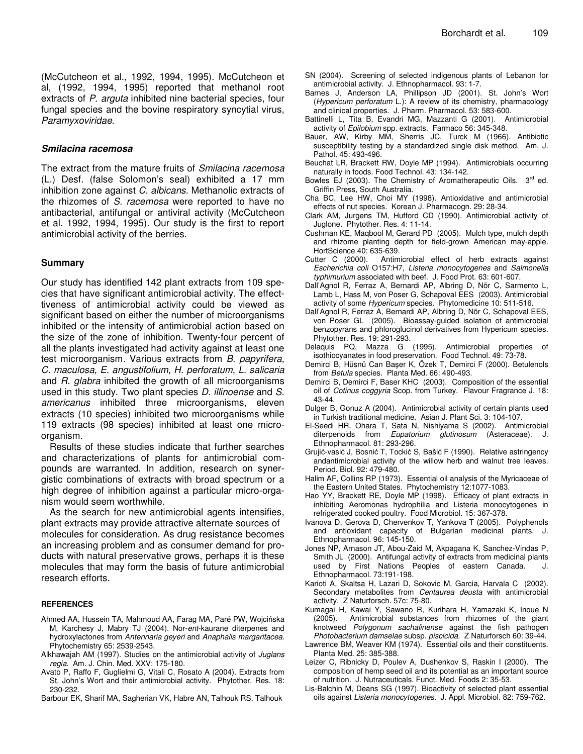(McCutcheon et al., 1992, 1994, 1995). McCutcheon et al, (1992, 1994, 1995) reported that methanol root extracts of *P. arguta* inhibited nine bacterial species, four fungal species and the bovine respiratory syncytial virus, *Paramyxoviridae*.

### *Smilacina racemosa*

The extract from the mature fruits of *Smilacina racemosa* (L.) Desf. (false Solomon's seal) exhibited a 17 mm inhibition zone against *C. albicans*. Methanolic extracts of the rhizomes of *S. racemosa* were reported to have no antibacterial, antifungal or antiviral activity (McCutcheon et al. 1992, 1994, 1995). Our study is the first to report antimicrobial activity of the berries.

## Summary

Our study has identified 142 plant extracts from 109 species that have significant antimicrobial activity. The effecttiveness of antimicrobial activity could be viewed as significant based on either the number of microorganisms inhibited or the intensity of antimicrobial action based on the size of the zone of inhibition. Twenty-four percent of all the plants investigated had activity against at least one test microorganism. Various extracts from *B. papyrifera, C. maculosa, E. angustifolium, H. perforatum*, *L. salicaria* and *R. glabra* inhibited the growth of all microorganisms used in this study. Two plant species *D. illinoense* and *S. americanus* inhibited three microorganisms, eleven extracts (10 species) inhibited two microorganisms while 119 extracts (98 species) inhibited at least one microorganism.

Results of these studies indicate that further searches and characterizations of plants for antimicrobial compounds are warranted. In addition, research on synergistic combinations of extracts with broad spectrum or a high degree of inhibition against a particular micro-organism would seem worthwhile.

As the search for new antimicrobial agents intensifies, plant extracts may provide attractive alternate sources of molecules for consideration. As drug resistance becomes an increasing problem and as consumer demand for products with natural preservative grows, perhaps it is these molecules that may form the basis of future antimicrobial research efforts.

## REFERENCES

Ahmed AA, Hussein TA, Mahmoud AA, Farag MA, Paré PW, Wojcińska M, Karchesy J, Mabry TJ (2004). Nor-*ent*-kaurane diterpenes and hydroxylactones from *Antennaria geyeri* and *Anaphalis margaritacea*. Phytochemistry 65: 2539-2543.

Alkhawajah AM (1997). Studies on the antimicrobial activity of *Juglans regia*. Am. J. Chin. Med. XXV: 175-180.

Avato P, Raffo F, Guglielmi G, Vitali C, Rosato A (2004). Extracts from St. John's Wort and their antimicrobial activity. Phytother. Res. 18: 230-232.

Barbour EK, Sharif MA, Sagherian VK, Habre AN, Talhouk RS, Talhouk SN (2004). Screening of selected indigenous plants of Lebanon for antimicrobial activity. J. Ethnopharmacol. 93: 1-7.

Barnes J, Anderson LA, Phillipson JD (2001). St. John's Wort (*Hypericum perforatum* L.): A review of its chemistry, pharmacology and clinical properties. J. Pharm. Pharmacol. 53: 583-600.

Battinelli L, Tita B, Evandri MG, Mazzanti G (2001). Antimicrobial activity of *Epilobium* spp. extracts. Farmaco 56: 345-348.

Bauer, AW, Kirby MM, Sherris JC, Turck M (1966). Antibiotic susceptibility testing by a standardized single disk method. Am. J. Pathol. 45: 493-496.

Beuchat LR, Brackett RW, Doyle MP (1994). Antimicrobials occurring naturally in foods. Food Technol. 43: 134-142.

Bowles EJ (2003). The Chemistry of Aromatherapeutic Oils. 3rd ed. Griffin Press, South Australia.

Cha BC, Lee HW, Choi MY (1998). Antioxidative and antimicrobial effects of nut species. Korean J. Pharmacogn. 29: 28-34.

Clark AM, Jurgens TM, Hufford CD (1990). Antimicrobial activity of Juglone. Phytother. Res. 4: 11-14.

Cushman KE, Maqbool M, Gerard PD (2005). Mulch type, mulch depth and rhizome planting depth for field-grown American may-apple. HortScience 40: 635-639.

Cutter C (2000). Antimicrobial effect of herb extracts against *Escherichia coli* O157:H7, *Listeria monocytogenes* and *Salmonella typhimurium* associated with beef. J. Food Prot. 63: 601-607.

Dall'Agnol R, Ferraz A, Bernardi AP, Albring D, Nör C, Sarmento L, Lamb L, Hass M, von Poser G, Schapoval EES (2003). Antimicrobial activity of some *Hypericum* species. Phytomedicine 10: 511-516.

Dall'Agnol R, Ferraz A, Bernardi AP, Albring D, Nör C, Schapoval EES, von Poser GL (2005). Bioassay-guided isolation of antimicrobial benzopyrans and phloroglucinol derivatives from Hypericum species. Phytother. Res. 19: 291-293.

Delaquis PQ, Mazza G (1995). Antimicrobial properties of isothiocyanates in food preservation. Food Technol. 49: 73-78.

Demirci B, Hüsnü Can Başer K, Özek T, Demirci F (2000). Betulenols from *Betula* species. Planta Med. 66: 490-493.

Demirci B, Demirci F, Baser KHC (2003). Composition of the essential oil of *Cotinus coggyria* Scop. from Turkey. Flavour Fragrance J. 18: 43-44.

Dulger B, Gonuz A (2004). Antimicrobial activity of certain plants used in Turkish traditional medicine. Asian J. Plant Sci. 3: 104-107.

El-Seedi HR, Ohara T, Sata N, Nishiyama S (2002). Antimicrobial diterpenoids from *Eupatorium glutinosum* (Asteraceae). J. Ethnopharmacol. 81: 293-296.

Grujić-vasić J, Bosnić T, Tocki​ć S, Bašić F (1990). Relative astringency andantimicrobial activity of the willow herb and walnut tree leaves. Period. Biol. 92: 479-480.

Halim AF, Collins RP (1973). Essential oil analysis of the Myricaceae of the Eastern United States. Phytochemistry 12:1077-1083.

Hao YY, Brackett RE, Doyle MP (1998). Efficacy of plant extracts in inhibiting Aeromonas hydrophilia and Listeria monocytogenes in refrigerated cooked poultry. Food Microbiol. 15: 367-378.

Ivanova D, Gerova D, Chervenkov T, Yankova T (2005). Polyphenols and antioxidant capacity of Bulgarian medicinal plants. J. Ethnopharmacol. 96: 145-150.

Jones NP, Arnason JT, Abou-Zaid M, Akpagana K, Sanchez-Vindas P, Smith JL (2000). Antifungal activity of extracts from medicinal plants used by First Nations Peoples of eastern Canada. J. Ethnopharmacol. 73:191-198.

Karioti A, Skaltsa H, Lazari D, Sokovic M, Garcia, Harvala C (2002). Secondary metabolites from *Centaurea deusta* with antimicrobial activity. Z Naturforsch. 57c: 75-80.

Kumagai H, Kawai Y, Sawano R, Kurihara H, Yamazaki K, Inoue N (2005). Antimicrobial substances from rhizomes of the giant knotweed *Polygonum sachalinense* against the fish pathogen *Photobacterium damselae* subsp. *piscicida*. Z Naturforsch 60: 39-44.

Lawrence BM, Weaver KM (1974). Essential oils and their constituents. Planta Med. 25: 385-388.

Leizer C, Ribnicky D, Poulev A, Dushenkov S, Raskin I (2000). The composition of hemp seed oil and its potential as an important source of nutrition. J. Nutraceuticals. Funct. Med. Foods 2: 35-53.

Lis-Balchin M, Deans SG (1997). Bioactivity of selected plant essential oils against *Listeria monocytogenes*. J. Appl. Microbiol. 82: 759-762.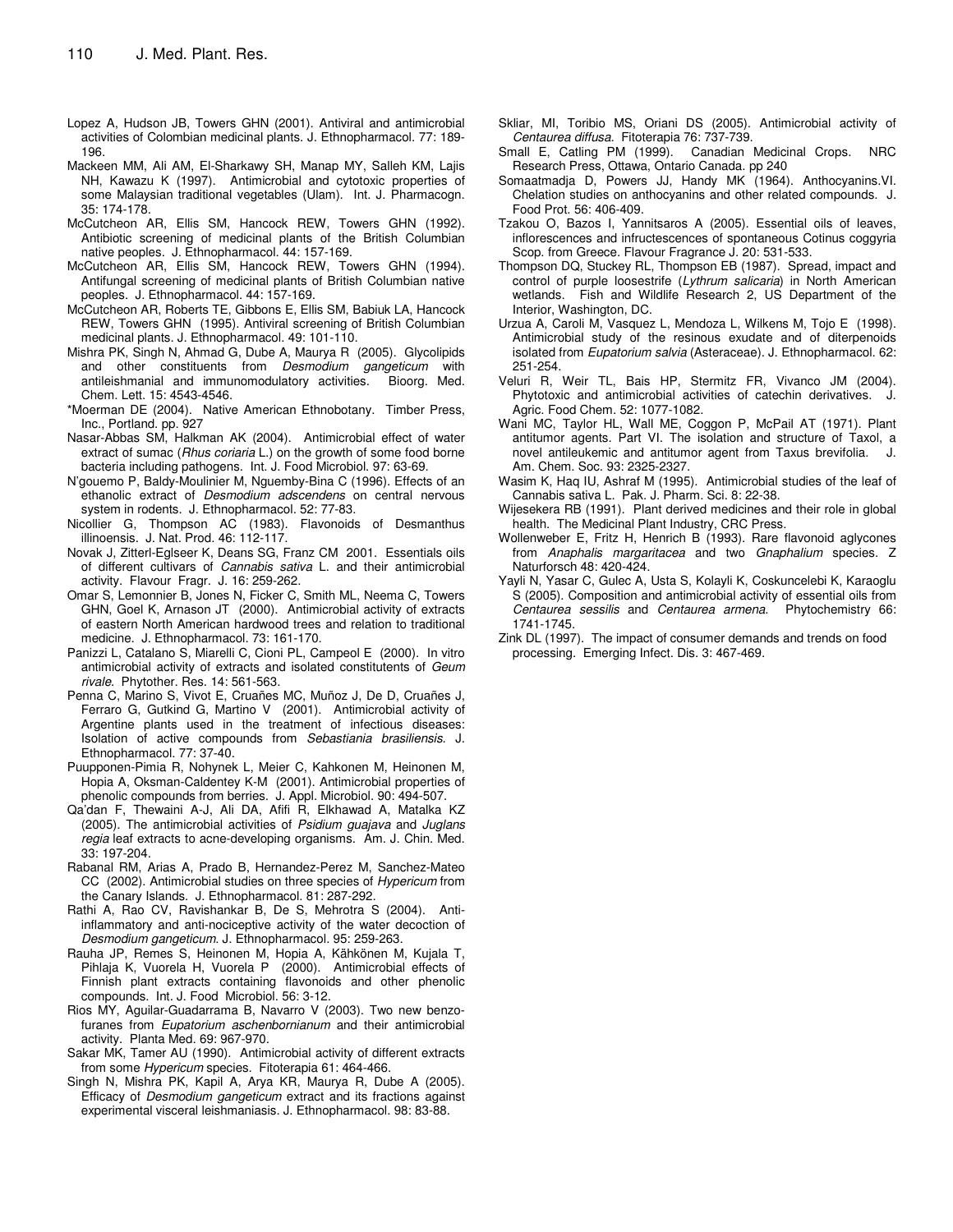Lopez A, Hudson JB, Towers GHN (2001). Antiviral and antimicrobial activities of Colombian medicinal plants. J. Ethnopharmacol. 77: 189-196.

Mackeen MM, Ali AM, El-Sharakawy SH, Manap MY, Salleh KM, Lajis NH, Kawazu K (1997). Antimicrobial and cytotoxic properties of some Malaysian traditional vegetables (Ulam). Int. J. Pharmacogn. 35: 174-178.

McCutcheon AR, Ellis SM, Hancock REW, Towers GHN (1992). Antibiotic screening of medicinal plants of the British Columbian native peoples. J. Ethnopharmacol. 44: 157-169.

McCutcheon AR, Ellis SM, Hancock REW, Towers GHN (1994). Antifungal screening of medicinal plants of British Columbian native peoples. J. Ethnopharmacol. 44: 157-169.

McCutcheon AR, Roberts TE, Gibbons E, Ellis SM, Babiuk LA, Hancock REW, Towers GHN (1995). Antiviral screening of British Columbian medicinal plants. J. Ethnopharmacol. 49: 101-110.

Mishra PK, Singh N, Ahmad G, Dube A, Maurya R (2005). Glycolipids and other constituents from *Desmodium gangeticum* with antileishmanial and immunomodulatory activities. Bioorg. Med. Chem. Lett. 15: 4543-4546.

*Moerman DE (2004). Native American Ethnobotany. Timber Press, Inc., Portland. pp. 927

Nasar-Abbas SM, Halkman AK (2004). Antimicrobial effect of water extract of sumac (*Rhus coriaria* L.) on the growth of some food borne bacteria including pathogens. Int. J. Food Microbiol. 97: 63-69.

N'gouemo P, Baldy-Moulinier M, Nguemby-Bina C (1996). Effects of an ethanolic extract of *Desmodium adscendens* on central nervous system in rodents. J. Ethnopharmacol. 52: 77-83.

Nicollier G, Thompson AC (1983). Flavonoids of Desmanthus illinoensis. J. Nat. Prod. 46: 112-117.

Novak J, Zitterl-Eglseer K, Deans SG, Franz CM 2001. Essentials oils of different cultivars of *Cannabis sativa* L. and their antimicrobial activity. Flavour Fragr. J. 16: 259-262.

Omar S, Lemonnier B, Jones N, Ficker C, Smith ML, Neema C, Towers GHN, Goel K, Arnason JT (2000). Antimicrobial activity of extracts of eastern North American hardwood trees and relation to traditional medicine. J. Ethnopharmacol. 73: 161-170.

Panizzi L, Catalano S, Miarelli C, Cioni PL, Campeol E (2000). In vitro antimicrobial activity of extracts and isolated constitutents of *Geum rivale*. Phytother. Res. 14: 561-563.

Penna C, Marino S, Vivot E, Cruañes MC, Muñoz J, De D, Cruañes J, Ferraro G, Gutkind G, Martino V (2001). Antimicrobial activity of Argentine plants used in the treatment of infectious diseases: Isolation of active compounds from *Sebastiania brasiliensis.* J. Ethnopharmacol. 77: 37-40.

Puupponen-Pimia R, Nohynek L, Meier C, Kahkonen M, Heinonen M, Hopia A, Oksman-Caldentey K-M (2001). Antimicrobial properties of phenolic compounds from berries. J. Appl. Microbiol. 90: 494-507.

Qa'dan F, Thewaini A-J, Ali DA, Afifi R, Elkhawad A, Matalka KZ (2005). The antimicrobial activities of *Psidium guajava* and *Juglans regia* leaf extracts to acne-developing organisms. Am. J. Chin. Med. 33: 197-204.

Rabanal RM, Arias A, Prado B, Hernandez-Perez M, Sanchez-Mateo CC (2002). Antimicrobial studies on three species of *Hypericum* from the Canary Islands. J. Ethnopharmacol. 81: 287-292.

Rathi A, Rao CV, Ravishankar B, De S, Mehrotra S (2004). Anti-inflammatory and anti-nociceptive activity of the water decoction of *Desmodium gangeticum*. J. Ethnopharmacol. 95: 259-263.

Rauha JP, Remes S, Heinonen M, Hopia A, Kähkönen M, Kujala T, Pihlaja K, Vuorela H, Vuorela P (2000). Antimicrobial effects of Finnish plant extracts containing flavonoids and other phenolic compounds. Int. J. Food Microbiol. 56: 3-12.

Rios MY, Aguilar-Guadarrama B, Navarro V (2003). Two new benzofuranes from *Eupatorium aschenbornianum* and their antimicrobial activity. Planta Med. 69: 967-970.

Sakar MK, Tamer AU (1990). Antimicrobial activity of different extracts from some *Hypericum* species. Fitoterapia 61: 464-466.

Singh N, Mishra PK, Kapil A, Arya KR, Maurya R, Dube A (2005). Efficacy of *Desmodium gangeticum* extract and its fractions against experimental visceral leishmaniasis. J. Ethnopharmacol. 98: 83-88.

Skliar, MI, Toribio MS, Oriani DS (2005). Antimicrobial activity of *Centaurea diffusa*. Fitoterapia 76: 737-739.

Small E, Catling PM (1999). Canadian Medicinal Crops. NRC Research Press, Ottawa, Ontario Canada. pp 240

Somaatmadja D, Powers JJ, Handy MK (1964). Anthocyanins.VI. Chelation studies on anthocyanins and other related compounds. J. Food Prot. 56: 406-409.

Tzakou O, Bazos I, Yannitsaros A (2005). Essential oils of leaves, inflorescences and infructescences of spontaneous Cotinus coggyria Scop. from Greece. Flavour Fragrance J. 20: 531-533.

Thompson DQ, Stuckey RL, Thompson EB (1987). Spread, impact and control of purple loosestrife (*Lythrum salicaria*) in North American wetlands. Fish and Wildlife Research 2, US Department of the Interior, Washington, DC.

Urzua A, Caroli M, Vasquez L, Mendoza L, Wilkens M, Tojo E (1998). Antimicrobial study of the resinous exudate and of diterpenoids isolated from *Eupatorium salvia* (Asteraceae). J. Ethnopharmacol. 62: 251-254.

Veluri R, Weir TL, Bais HP, Stermitz FR, Vivanco JM (2004). Phytotoxic and antimicrobial activities of catechin derivatives. J. Agric. Food Chem. 52: 1077-1082.

Wani MC, Taylor HL, Wall ME, Coggon P, McPail AT (1971). Plant antitumor agents. Part VI. The isolation and structure of Taxol, a novel antileukemic and antitumor agent from Taxus brevifolia. J. Am. Chem. Soc. 93: 2325-2327.

Wasim K, Haq IU, Ashraf M (1995). Antimicrobial studies of the leaf of Cannabis sativa L. Pak. J. Pharm. Sci. 8: 22-38.

Wijesekera RB (1991). Plant derived medicines and their role in global health. The Medicinal Plant Industry, CRC Press.

Wollenweber E, Fritz H, Henrich B (1993). Rare flavonoid aglycones from *Anaphalis margaritacea* and two *Gnaphalium* species. Z Naturforsch 48: 420-424.

Yayli N, Yasar C, Gulec A, Usta S, Kolayli K, Coskuncelebi K, Karaoglu S (2005). Composition and antimicrobial activity of essential oils from *Centaurea sessilis* and *Centaurea armena*. Phytochemistry 66: 1741-1745.

Zink DL (1997). The impact of consumer demands and trends on food processing. Emerging Infect. Dis. 3: 467-469.